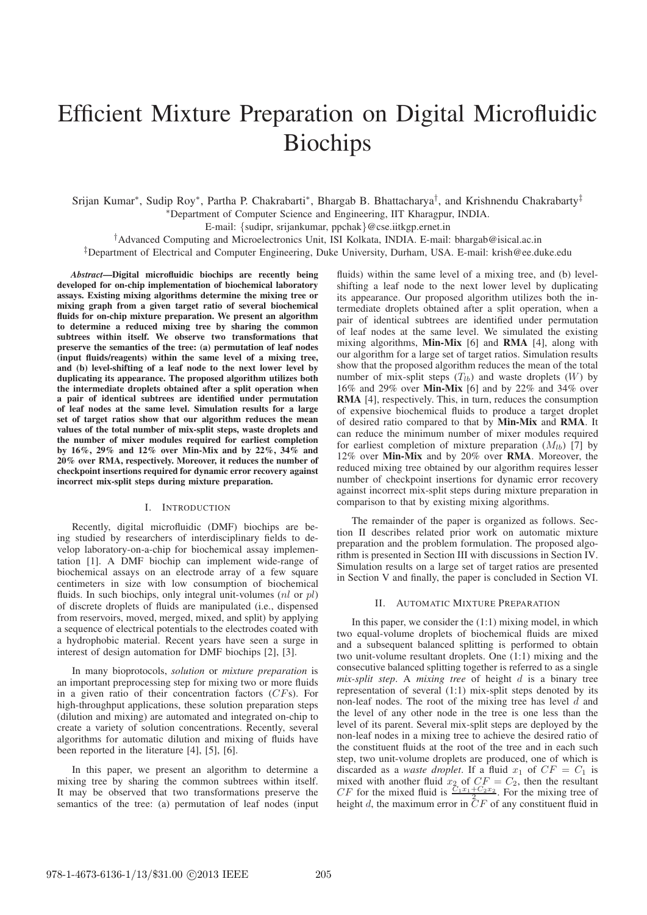# Efficient Mixture Preparation on Digital Microfluidic Biochips

Srijan Kumar*, Sudip Roy*, Partha P. Chakrabarti*, Bhargab B. Bhattacharya†, and Krishnendu Chakrabarty‡

*Department of Computer Science and Engineering, IIT Kharagpur, INDIA.

E-mail: {sudipr, srijankumar, ppchak}@cse.iitkgp.ernet.in

†Advanced Computing and Microelectronics Unit, ISI Kolkata, INDIA. E-mail: bhargab@isical.ac.in

‡Department of Electrical and Computer Engineering, Duke University, Durham, USA. E-mail: krish@ee.duke.edu

***Abstract*—Digital microfluidic biochips are recently being developed for on-chip implementation of biochemical laboratory assays. Existing mixing algorithms determine the mixing tree or mixing graph from a given target ratio of several biochemical fluids for on-chip mixture preparation. We present an algorithm to determine a reduced mixing tree by sharing the common subtrees within itself. We observe two transformations that preserve the semantics of the tree: (a) permutation of leaf nodes (input fluids/reagents) within the same level of a mixing tree, and (b) level-shifting of a leaf node to the next lower level by duplicating its appearance. The proposed algorithm utilizes both the intermediate droplets obtained after a split operation when a pair of identical subtrees are identified under permutation of leaf nodes at the same level. Simulation results for a large set of target ratios show that our algorithm reduces the mean values of the total number of mix-split steps, waste droplets and the number of mixer modules required for earliest completion by 16%, 29% and 12% over Min-Mix and by 22%, 34% and 20% over RMA, respectively. Moreover, it reduces the number of checkpoint insertions required for dynamic error recovery against incorrect mix-split steps during mixture preparation.**

## I. Introduction

Recently, digital microfluidic (DMF) biochips are being studied by researchers of interdisciplinary fields to develop laboratory-on-a-chip for biochemical assay implementation [1]. A DMF biochip can implement wide-range of biochemical assays on an electrode array of a few square centimeters in size with low consumption of biochemical fluids. In such biochips, only integral unit-volumes ($nl$ or $pl$) of discrete droplets of fluids are manipulated (i.e., dispensed from reservoirs, moved, merged, mixed, and split) by applying a sequence of electrical potentials to the electrodes coated with a hydrophobic material. Recent years have seen a surge in interest of design automation for DMF biochips [2], [3].

In many bioprotocols, *solution* or *mixture preparation* is an important preprocessing step for mixing two or more fluids in a given ratio of their concentration factors ($CF$s). For high-throughput applications, these solution preparation steps (dilution and mixing) are automated and integrated on-chip to create a variety of solution concentrations. Recently, several algorithms for automatic dilution and mixing of fluids have been reported in the literature [4], [5], [6].

In this paper, we present an algorithm to determine a mixing tree by sharing the common subtrees within itself. It may be observed that two transformations preserve the semantics of the tree: (a) permutation of leaf nodes (input fluids) within the same level of a mixing tree, and (b) level-shifting a leaf node to the next lower level by duplicating its appearance. Our proposed algorithm utilizes both the intermediate droplets obtained after a split operation, when a pair of identical subtrees are identified under permutation of leaf nodes at the same level. We simulated the existing mixing algorithms, **Min-Mix** [6] and **RMA** [4], along with our algorithm for a large set of target ratios. Simulation results show that the proposed algorithm reduces the mean of the total number of mix-split steps ($T_{lb}$) and waste droplets ($W$) by 16% and 29% over **Min-Mix** [6] and by 22% and 34% over **RMA** [4], respectively. This, in turn, reduces the consumption of expensive biochemical fluids to produce a target droplet of desired ratio compared to that by **Min-Mix** and **RMA**. It can reduce the minimum number of mixer modules required for earliest completion of mixture preparation ($M_{lb}$) [7] by 12% over **Min-Mix** and by 20% over **RMA**. Moreover, the reduced mixing tree obtained by our algorithm requires lesser number of checkpoint insertions for dynamic error recovery against incorrect mix-split steps during mixture preparation in comparison to that by existing mixing algorithms.

The remainder of the paper is organized as follows. Section II describes related prior work on automatic mixture preparation and the problem formulation. The proposed algorithm is presented in Section III with discussions in Section IV. Simulation results on a large set of target ratios are presented in Section V and finally, the paper is concluded in Section VI.

## II. Automatic Mixture Preparation

In this paper, we consider the (1:1) mixing model, in which two equal-volume droplets of biochemical fluids are mixed and a subsequent balanced splitting is performed to obtain two unit-volume resultant droplets. One (1:1) mixing and the consecutive balanced splitting together is referred to as a single *mix-split step*. A *mixing tree* of height $d$ is a binary tree representation of several (1:1) mix-split steps denoted by its non-leaf nodes. The root of the mixing tree has level $d$ and the level of any other node in the tree is one less than the level of its parent. Several mix-split steps are deployed by the non-leaf nodes in a mixing tree to achieve the desired ratio of the constituent fluids at the root of the tree and in each such step, two unit-volume droplets are produced, one of which is discarded as a *waste droplet*. If a fluid $x_1$ of $CF = C_1$ is mixed with another fluid $x_2$ of $CF = C_2$, then the resultant $CF$ for the mixed fluid is $\frac{C_1x_1+C_2x_2}{2}$. For the mixing tree of height $d$, the maximum error in $CF$ of any constituent fluid in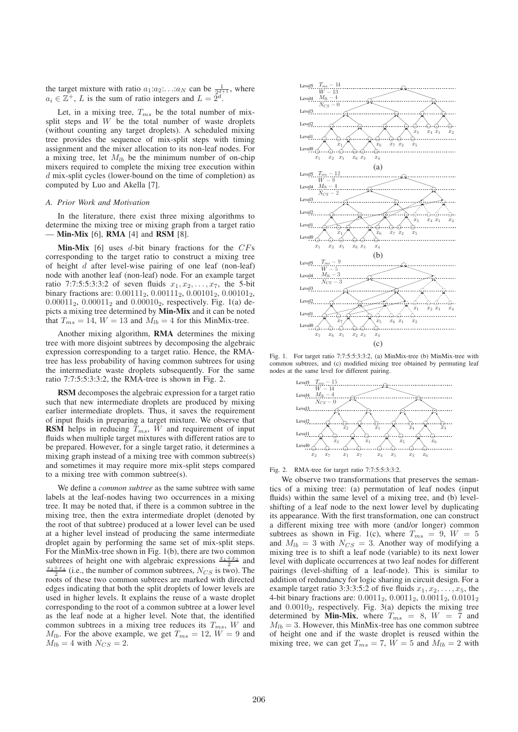the target mixture with ratio $a_1$:$a_2$:...:$a_N$ can be $\frac{1}{2^{d+1}}$, where $a_i \in \mathbb{Z}^+$, $L$ is the sum of ratio integers and $L = 2^d$.

Let, in a mixing tree, $T_{ms}$ be the total number of mix-split steps and $W$ be the total number of waste droplets (without counting any target droplets). A scheduled mixing tree provides the sequence of mix-split steps with timing assignment and the mixer allocation to its non-leaf nodes. For a mixing tree, let $M_{lb}$ be the minimum number of on-chip mixers required to complete the mixing tree execution within $d$ mix-split cycles (lower-bound on the time of completion) as computed by Luo and Akella [7].

### A. Prior Work and Motivation

In the literature, there exist three mixing algorithms to determine the mixing tree or mixing graph from a target ratio — **Min-Mix** [6], **RMA** [4] and **RSM** [8].

**Min-Mix** [6] uses $d$-bit binary fractions for the $CF$s corresponding to the target ratio to construct a mixing tree of height $d$ after level-wise pairing of one leaf (non-leaf) node with another leaf (non-leaf) node. For an example target ratio 7:7:5:5:3:3:2 of seven fluids $x_1, x_2, \ldots, x_7$, the 5-bit binary fractions are: $0.00111_2$, $0.00111_2$, $0.00101_2$, $0.00101_2$, $0.00011_2$, $0.00011_2$ and $0.00010_2$, respectively. Fig. 1(a) depicts a mixing tree determined by **Min-Mix** and it can be noted that $T_{ms} = 14$, $W = 13$ and $M_{lb} = 4$ for this MinMix-tree.

Another mixing algorithm, **RMA** determines the mixing tree with more disjoint subtrees by decomposing the algebraic expression corresponding to a target ratio. Hence, the RMA-tree has less probability of having common subtrees for using the intermediate waste droplets subsequently. For the same ratio 7:7:5:5:3:3:2, the RMA-tree is shown in Fig. 2.

**RSM** decomposes the algebraic expression for a target ratio such that new intermediate droplets are produced by mixing earlier intermediate droplets. Thus, it saves the requirement of input fluids in preparing a target mixture. We observe that **RSM** helps in reducing $T_{ms}$, $W$ and requirement of input fluids when multiple target mixtures with different ratios are to be prepared. However, for a single target ratio, it determines a mixing graph instead of a mixing tree with common subtree(s) and sometimes it may require more mix-split steps compared to a mixing tree with common subtree(s).

We define a *common subtree* as the same subtree with same labels at the leaf-nodes having two occurrences in a mixing tree. It may be noted that, if there is a common subtree in the mixing tree, then the extra intermediate droplet (denoted by the root of that subtree) produced at a lower level can be used at a higher level instead of producing the same intermediate droplet again by performing the same set of mix-split steps. For the MinMix-tree shown in Fig. 1(b), there are two common subtrees of height one with algebraic expressions $\frac{x_1+x_2}{2}$ and $\frac{x_3+x_4}{2}$ (i.e., the number of common subtrees, $N_{CS}$ is two). The roots of these two common subtrees are marked with directed edges indicating that both the split droplets of lower levels are used in higher levels. It explains the reuse of a waste droplet corresponding to the root of a common subtree at a lower level as the leaf node at a higher level. Note that, the identified common subtrees in a mixing tree reduces its $T_{ms}$, $W$ and $M_{lb}$. For the above example, we get $T_{ms} = 12$, $W = 9$ and $M_{lb} = 4$ with $N_{CS} = 2$.

Fig. 1. For target ratio 7:7:5:5:3:3:2, (a) MinMix-tree (b) MinMix-tree with common subtrees, and (c) modified mixing tree obtained by permuting leaf nodes at the same level for different pairing.

Fig. 2. RMA-tree for target ratio 7:7:5:5:3:3:2.

We observe two transformations that preserves the semantics of a mixing tree: (a) permutation of leaf nodes (input fluids) within the same level of a mixing tree, and (b) level-shifting of a leaf node to the next lower level by duplicating its appearance. With the first transformation, one can construct a different mixing tree with more (and/or longer) common subtrees as shown in Fig. 1(c), where $T_{ms} = 9$, $W = 5$ and $M_{lb} = 3$ with $N_{CS} = 3$. Another way of modifying a mixing tree is to shift a leaf node (variable) to its next lower level with duplicate occurrences at two leaf nodes for different pairings (level-shifting of a leaf-node). This is similar to addition of redundancy for logic sharing in circuit design. For a example target ratio 3:3:3:5:2 of five fluids $x_1, x_2, \ldots, x_5$, the 4-bit binary fractions are: $0.0011_2$, $0.0011_2$, $0.0011_2$, $0.0101_2$ and $0.0010_2$, respectively. Fig. 3(a) depicts the mixing tree determined by **Min-Mix**, where $T_{ms} = 8$, $W = 7$ and $M_{lb} = 3$. However, this MinMix-tree has one common subtree of height one and if the waste droplet is reused within the mixing tree, we can get $T_{ms} = 7$, $W = 5$ and $M_{lb} = 2$ with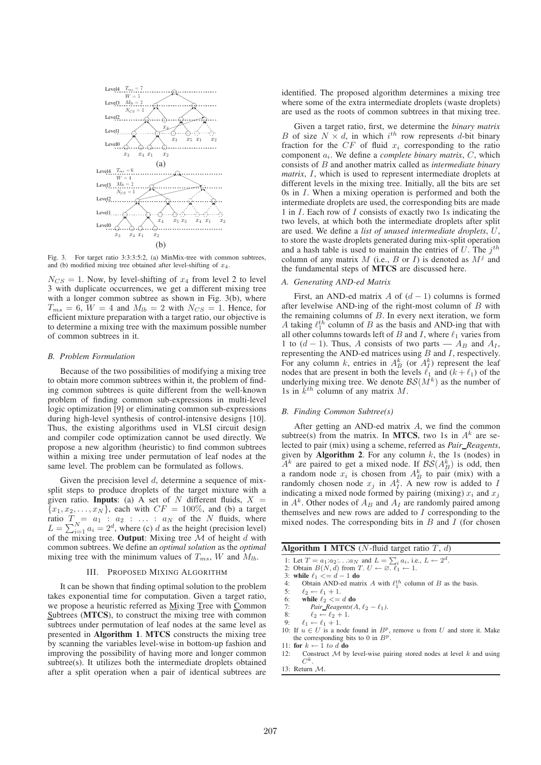Fig. 3. For target ratio 3:3:3:5:2, (a) MinMix-tree with common subtrees, and (b) modified mixing tree obtained after level-shifting of $x_4$.

$N_{CS} = 1$. Now, by level-shifting of $x_4$ from level 2 to level 3 with duplicate occurrences, we get a different mixing tree with a longer common subtree as shown in Fig. 3(b), where $T_{ms} = 6$, $W = 4$ and $M_{lb} = 2$ with $N_{CS} = 1$. Hence, for efficient mixture preparation with a target ratio, our objective is to determine a mixing tree with the maximum possible number of common subtrees in it.

### *B. Problem Formulation*

Because of the two possibilities of modifying a mixing tree to obtain more common subtrees within it, the problem of finding common subtrees is quite different from the well-known problem of finding common sub-expressions in multi-level logic optimization [9] or eliminating common sub-expressions during high-level synthesis of control-intensive designs [10]. Thus, the existing algorithms used in VLSI circuit design and compiler code optimization cannot be used directly. We propose a new algorithm (heuristic) to find common subtrees within a mixing tree under permutation of leaf nodes at the same level. The problem can be formulated as follows.

Given the precision level $d$, determine a sequence of mix-split steps to produce droplets of the target mixture with a given ratio. **Inputs**: (a) A set of $N$ different fluids, $X = \{x_1, x_2, \ldots, x_N\}$, each with $CF = 100\%$, and (b) a target ratio $T = a_1 : a_2 : \ldots : a_N$ of the $N$ fluids, where $L = \sum_{i=1}^{N} a_i = 2^d$, where (c) $d$ as the height (precision level) of the mixing tree. **Output**: Mixing tree $\mathcal{M}$ of height $d$ with common subtrees. We define an *optimal solution* as the *optimal* mixing tree with the minimum values of $T_{ms}$, $W$ and $M_{lb}$.

## III. Proposed Mixing Algorithm

It can be shown that finding optimal solution to the problem takes exponential time for computation. Given a target ratio, we propose a heuristic referred as Mixing Tree with Common Subtrees (**MTCS**), to construct the mixing tree with common subtrees under permutation of leaf nodes at the same level as presented in **Algorithm 1**. **MTCS** constructs the mixing tree by scanning the variables level-wise in bottom-up fashion and improving the possibility of having more and longer common subtree(s). It utilizes both the intermediate droplets obtained after a split operation when a pair of identical subtrees are identified. The proposed algorithm determines a mixing tree where some of the extra intermediate droplets (waste droplets) are used as the roots of common subtrees in that mixing tree.

Given a target ratio, first, we determine the *binary matrix* $B$ of size $N \times d$, in which $i^{th}$ row represents $d$-bit binary fraction for the $CF$ of fluid $x_i$ corresponding to the ratio component $a_i$. We define a *complete binary matrix*, $C$, which consists of $B$ and another matrix called as *intermediate binary matrix*, $I$, which is used to represent intermediate droplets at different levels in the mixing tree. Initially, all the bits are set 0s in $I$. When a mixing operation is performed and both the intermediate droplets are used, the corresponding bits are made 1 in $I$. Each row of $I$ consists of exactly two 1s indicating the two levels, at which both the intermediate droplets after split are used. We define a *list of unused intermediate droplets*, $U$, to store the waste droplets generated during mix-split operation and a hash table is used to maintain the entries of $U$. The $j^{th}$ column of any matrix $M$ (i.e., $B$ or $I$) is denoted as $M^j$ and the fundamental steps of **MTCS** are discussed here.

### *A. Generating AND-ed Matrix*

First, an AND-ed matrix $A$ of $(d-1)$ columns is formed after levelwise AND-ing of the right-most column of $B$ with the remaining columns of $B$. In every next iteration, we form $A$ taking $\ell_1^{th}$ column of $B$ as the basis and AND-ing that with all other columns towards left of $B$ and $I$, where $\ell_1$ varies from 1 to $(d-1)$. Thus, $A$ consists of two parts — $A_B$ and $A_I$, representing the AND-ed matrices using $B$ and $I$, respectively. For any column $k$, entries in $A_B^k$ (or $A_I^k$) represent the leaf nodes that are present in both the levels $\ell_1$ and $(k + \ell_1)$ of the underlying mixing tree. We denote $\mathcal{BS}(M^k)$ as the number of 1s in $k^{th}$ column of any matrix $M$.

### *B. Finding Common Subtree(s)*

After getting an AND-ed matrix $A$, we find the common subtree(s) from the matrix. In **MTCS**, two 1s in $A^k$ are selected to pair (mix) using a scheme, referred as *Pair_Reagents*, given by **Algorithm 2**. For any column $k$, the 1s (nodes) in $A^k$ are paired to get a mixed node. If $\mathcal{BS}(A_B^k)$ is odd, then a random node $x_i$ is chosen from $A_B^k$ to pair (mix) with a randomly chosen node $x_j$ in $A_I^k$. A new row is added to $I$ indicating a mixed node formed by pairing (mixing) $x_i$ and $x_j$ in $A^k$. Other nodes of $A_B$ and $A_I$ are randomly paired among themselves and new rows are added to $I$ corresponding to the mixed nodes. The corresponding bits in $B$ and $I$ (for chosen

**Algorithm 1 MTCS** ($N$-fluid target ratio $T$, $d$)

1: Let $T = a_1{:}a_2{:}\ldots{:}a_N$ and $L = \sum_i a_i$, i.e., $L \leftarrow 2^d$.
2: Obtain $B(N, d)$ from $T$. $U \leftarrow \varnothing$. $\ell_1 \leftarrow 1$.
3: **while** $\ell_1 <= d-1$ **do**
4: Obtain AND-ed matrix $A$ with $\ell_1^{th}$ column of $B$ as the basis.
5: $\ell_2 \leftarrow \ell_1 + 1$.
6: **while** $\ell_2 <= d$ **do**
7: *Pair_Reagents*$(A, \ell_2 - \ell_1)$.
8: $\ell_2 \leftarrow \ell_2 + 1$.
9: $\ell_1 \leftarrow \ell_1 + 1$.
10: If $u \in U$ is a node found in $B^p$, remove $u$ from $U$ and store it. Make the corresponding bits to 0 in $B^p$.
11: **for** $k \leftarrow 1$ *to* $d$ **do**
12: Construct $\mathcal{M}$ by level-wise pairing stored nodes at level $k$ and using $C^k$.
13: Return $\mathcal{M}$.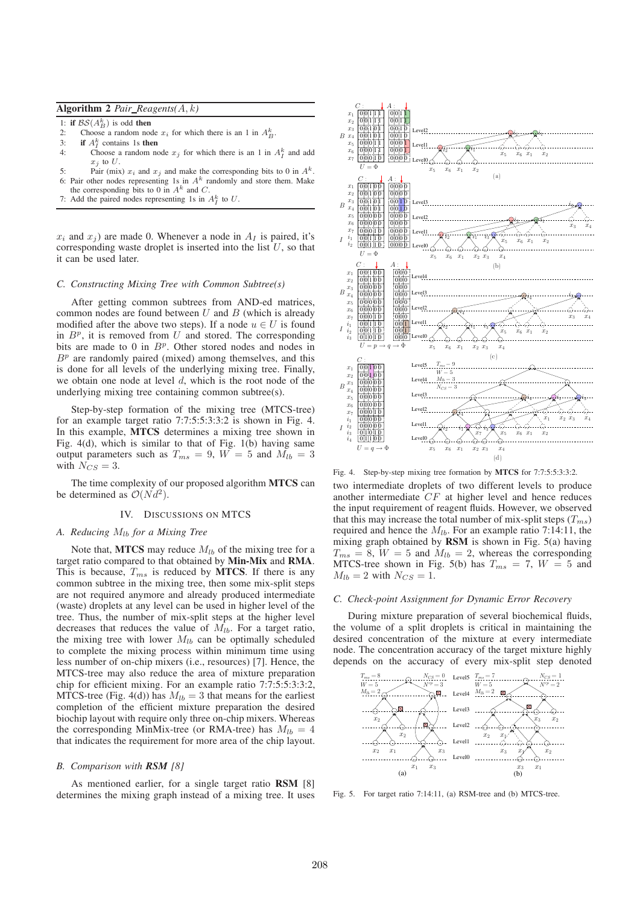**Algorithm 2** *Pair_Reagents*$(A, k)$

```
1: if BS(A_B^k) is odd then
2:     Choose a random node x_i for which there is an 1 in A_B^k.
3:     if A_I^k contains 1s then
4:         Choose a random node x_j for which there is an 1 in A_I^k and add x_j to U.
5:         Pair (mix) x_i and x_j and make the corresponding bits to 0 in A^k.
6: Pair other nodes representing 1s in A^k randomly and store them. Make the corresponding bits to 0 in A^k and C.
7: Add the paired nodes representing 1s in A_I^k to U.
```

$x_i$ and $x_j$) are made 0. Whenever a node in $A_I$ is paired, it's corresponding waste droplet is inserted into the list $U$, so that it can be used later.

### *C. Constructing Mixing Tree with Common Subtree(s)*

After getting common subtrees from AND-ed matrices, common nodes are found between $U$ and $B$ (which is already modified after the above two steps). If a node $u \in U$ is found in $B^p$, it is removed from $U$ and stored. The corresponding bits are made to 0 in $B^p$. Other stored nodes and nodes in $B^p$ are randomly paired (mixed) among themselves, and this is done for all levels of the underlying mixing tree. Finally, we obtain one node at level $d$, which is the root node of the underlying mixing tree containing common subtree(s).

Step-by-step formation of the mixing tree (MTCS-tree) for an example target ratio 7:7:5:5:3:3:2 is shown in Fig. 4. In this example, **MTCS** determines a mixing tree shown in Fig. 4(d), which is similar to that of Fig. 1(b) having same output parameters such as $T_{ms} = 9$, $W = 5$ and $M_{lb} = 3$ with $N_{CS} = 3$.

The time complexity of our proposed algorithm **MTCS** can be determined as $\mathcal{O}(Nd^2)$.

## IV. Discussions on MTCS

### *A. Reducing $M_{lb}$ for a Mixing Tree*

Note that, **MTCS** may reduce $M_{lb}$ of the mixing tree for a target ratio compared to that obtained by **Min-Mix** and **RMA**. This is because, $T_{ms}$ is reduced by **MTCS**. If there is any common subtree in the mixing tree, then some mix-split steps are not required anymore and already produced intermediate (waste) droplets at any level can be used in higher level of the tree. Thus, the number of mix-split steps at the higher level decreases that reduces the value of $M_{lb}$. For a target ratio, the mixing tree with lower $M_{lb}$ can be optimally scheduled to complete the mixing process within minimum time using less number of on-chip mixers (i.e., resources) [7]. Hence, the MTCS-tree may also reduce the area of mixture preparation chip for efficient mixing. For an example ratio 7:7:5:5:3:3:2, MTCS-tree (Fig. 4(d)) has $M_{lb} = 3$ that means for the earliest completion of the efficient mixture preparation the desired biochip layout with require only three on-chip mixers. Whereas the corresponding MinMix-tree (or RMA-tree) has $M_{lb} = 4$ that indicates the requirement for more area of the chip layout.

### *B. Comparison with **RSM** [8]*

As mentioned earlier, for a single target ratio **RSM** [8] determines the mixing graph instead of a mixing tree. It uses

Fig. 4. Step-by-step mixing tree formation by **MTCS** for 7:7:5:5:3:3:2.

two intermediate droplets of two different levels to produce another intermediate $CF$ at higher level and hence reduces the input requirement of reagent fluids. However, we observed that this may increase the total number of mix-split steps ($T_{ms}$) required and hence the $M_{lb}$. For an example ratio 7:14:11, the mixing graph obtained by **RSM** is shown in Fig. 5(a) having $T_{ms} = 8$, $W = 5$ and $M_{lb} = 2$, whereas the corresponding MTCS-tree shown in Fig. 5(b) has $T_{ms} = 7$, $W = 5$ and $M_{lb} = 2$ with $N_{CS} = 1$.

### *C. Check-point Assignment for Dynamic Error Recovery*

During mixture preparation of several biochemical fluids, the volume of a split droplets is critical in maintaining the desired concentration of the mixture at every intermediate node. The concentration accuracy of the target mixture highly depends on the accuracy of every mix-split step denoted

Fig. 5. For target ratio 7:14:11, (a) RSM-tree and (b) MTCS-tree.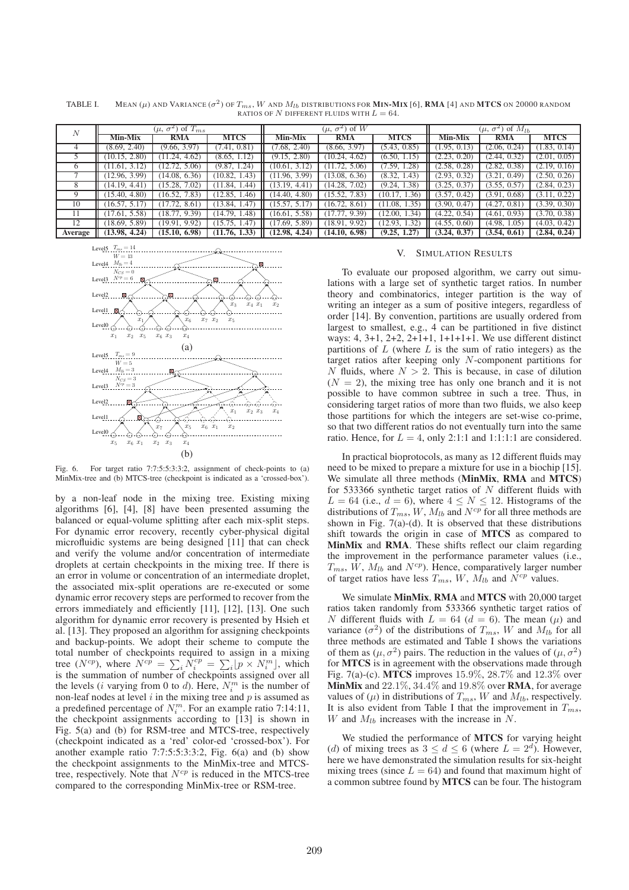TABLE I. MEAN ($\mu$) AND VARIANCE ($\sigma^2$) OF $T_{ms}$, $W$ AND $M_{lb}$ DISTRIBUTIONS FOR **MIN-MIX** [6], **RMA** [4] AND **MTCS** ON 20000 RANDOM RATIOS OF $N$ DIFFERENT FLUIDS WITH $L = 64$.

| $N$ | ($\mu$, $\sigma^2$) of $T_{ms}$ | | | ($\mu$, $\sigma^2$) of $W$ | | | ($\mu$, $\sigma^2$) of $M_{lb}$ | | |
|---|---|---|---|---|---|---|---|---|---|
| | **Min-Mix** | **RMA** | **MTCS** | **Min-Mix** | **RMA** | **MTCS** | **Min-Mix** | **RMA** | **MTCS** |
| 4 | (8.69, 2.40) | (9.66, 3.97) | (7.41, 0.81) | (7.68, 2.40) | (8.66, 3.97) | (5.43, 0.85) | (1.95, 0.13) | (2.06, 0.24) | (1.83, 0.14) |
| 5 | (10.15, 2.80) | (11.24, 4.62) | (8.65, 1.12) | (9.15, 2.80) | (10.24, 4.62) | (6.50, 1.15) | (2.23, 0.20) | (2.44, 0.32) | (2.01, 0.05) |
| 6 | (11.61, 3.12) | (12.72, 5.06) | (9.87, 1.24) | (10.61, 3.12) | (11.72, 5.06) | (7.59, 1.28) | (2.58, 0.28) | (2.82, 0.38) | (2.19, 0.16) |
| 7 | (12.96, 3.99) | (14.08, 6.36) | (10.82, 1.43) | (11.96, 3.99) | (13.08, 6.36) | (8.32, 1.43) | (2.93, 0.32) | (3.21, 0.49) | (2.50, 0.26) |
| 8 | (14.19, 4.41) | (15.28, 7.02) | (11.84, 1.44) | (13.19, 4.41) | (14.28, 7.02) | (9.24, 1.38) | (3.25, 0.37) | (3.55, 0.57) | (2.84, 0.23) |
| 9 | (15.40, 4.80) | (16.52, 7.83) | (12.85, 1.46) | (14.40, 4.80) | (15.52, 7.83) | (10.17, 1.36) | (3.57, 0.42) | (3.91, 0.68) | (3.11, 0.22) |
| 10 | (16.57, 5.17) | (17.72, 8.61) | (13.84, 1.47) | (15.57, 5.17) | (16.72, 8.61) | (11.08, 1.35) | (3.90, 0.47) | (4.27, 0.81) | (3.39, 0.30) |
| 11 | (17.61, 5.58) | (18.77, 9.39) | (14.79, 1.48) | (16.61, 5.58) | (17.77, 9.39) | (12.00, 1.34) | (4.22, 0.54) | (4.61, 0.93) | (3.70, 0.38) |
| 12 | (18.69, 5.89) | (19.91, 9.92) | (15.75, 1.47) | (17.69, 5.89) | (18.91, 9.92) | (12.93, 1.32) | (4.55, 0.60) | (4.98, 1.05) | (4.03, 0.42) |
| **Average** | **(13.98, 4.24)** | **(15.10, 6.98)** | **(11.76, 1.33)** | **(12.98, 4.24)** | **(14.10, 6.98)** | **(9.25, 1.27)** | **(3.24, 0.37)** | **(3.54, 0.61)** | **(2.84, 0.24)** |

Fig. 6. For target ratio 7:7:5:5:3:3:2, assignment of check-points to (a) MinMix-tree and (b) MTCS-tree (checkpoint is indicated as a 'crossed-box').

by a non-leaf node in the mixing tree. Existing mixing algorithms [6], [4], [8] have been presented assuming the balanced or equal-volume splitting after each mix-split steps. For dynamic error recovery, recently cyber-physical digital microfluidic systems are being designed [11] that can check and verify the volume and/or concentration of intermediate droplets at certain checkpoints in the mixing tree. If there is an error in volume or concentration of an intermediate droplet, the associated mix-split operations are re-executed or some dynamic error recovery steps are performed to recover from the errors immediately and efficiently [11], [12], [13]. One such algorithm for dynamic error recovery is presented by Hsieh et al. [13]. They proposed an algorithm for assigning checkpoints and backup-points. We adopt their scheme to compute the total number of checkpoints required to assign in a mixing tree ($N^{cp}$), where $N^{cp} = \sum_i N_i^{cp} = \sum_i \lfloor p \times N_i^m \rfloor$, which is the summation of number of checkpoints assigned over all the levels ($i$ varying from 0 to $d$). Here, $N_i^m$ is the number of non-leaf nodes at level $i$ in the mixing tree and $p$ is assumed as a predefined percentage of $N_i^m$. For an example ratio 7:14:11, the checkpoint assignments according to [13] is shown in Fig. 5(a) and (b) for RSM-tree and MTCS-tree, respectively (checkpoint indicated as a 'red' color-ed 'crossed-box'). For another example ratio 7:7:5:5:3:3:2, Fig. 6(a) and (b) show the checkpoint assignments to the MinMix-tree and MTCS-tree, respectively. Note that $N^{cp}$ is reduced in the MTCS-tree compared to the corresponding MinMix-tree or RSM-tree.

## V. SIMULATION RESULTS

To evaluate our proposed algorithm, we carry out simulations with a large set of synthetic target ratios. In number theory and combinatorics, integer partition is the way of writing an integer as a sum of positive integers, regardless of order [14]. By convention, partitions are usually ordered from largest to smallest, e.g., 4 can be partitioned in five distinct ways: 4, 3+1, 2+2, 2+1+1, 1+1+1+1. We use different distinct partitions of $L$ (where $L$ is the sum of ratio integers) as the target ratios after keeping only $N$-component partitions for $N$ fluids, where $N > 2$. This is because, in case of dilution ($N = 2$), the mixing tree has only one branch and it is not possible to have common subtree in such a tree. Thus, in considering target ratios of more than two fluids, we also keep those partitions for which the integers are set-wise co-prime, so that two different ratios do not eventually turn into the same ratio. Hence, for $L = 4$, only 2:1:1 and 1:1:1:1 are considered.

In practical bioprotocols, as many as 12 different fluids may need to be mixed to prepare a mixture for use in a biochip [15]. We simulate all three methods (**MinMix**, **RMA** and **MTCS**) for 533366 synthetic target ratios of $N$ different fluids with $L = 64$ (i.e., $d = 6$), where $4 \leq N \leq 12$. Histograms of the distributions of $T_{ms}$, $W$, $M_{lb}$ and $N^{cp}$ for all three methods are shown in Fig. 7(a)-(d). It is observed that these distributions shift towards the origin in case of **MTCS** as compared to **MinMix** and **RMA**. These shifts reflect our claim regarding the improvement in the performance parameter values (i.e., $T_{ms}$, $W$, $M_{lb}$ and $N^{cp}$). Hence, comparatively larger number of target ratios have less $T_{ms}$, $W$, $M_{lb}$ and $N^{cp}$ values.

We simulate **MinMix**, **RMA** and **MTCS** with 20,000 target ratios taken randomly from 533366 synthetic target ratios of $N$ different fluids with $L = 64$ ($d = 6$). The mean ($\mu$) and variance ($\sigma^2$) of the distributions of $T_{ms}$, $W$ and $M_{lb}$ for all three methods are estimated and Table I shows the variations of them as ($\mu, \sigma^2$) pairs. The reduction in the values of ($\mu, \sigma^2$) for **MTCS** is in agreement with the observations made through Fig. 7(a)-(c). **MTCS** improves 15.9%, 28.7% and 12.3% over **MinMix** and 22.1%, 34.4% and 19.8% over **RMA**, for average values of ($\mu$) in distributions of $T_{ms}$, $W$ and $M_{lb}$, respectively. It is also evident from Table I that the improvement in $T_{ms}$, $W$ and $M_{lb}$ increases with the increase in $N$.

We studied the performance of **MTCS** for varying height ($d$) of mixing trees as $3 \leq d \leq 6$ (where $L = 2^d$). However, here we have demonstrated the simulation results for six-height mixing trees (since $L = 64$) and found that maximum hight of a common subtree found by **MTCS** can be four. The histogram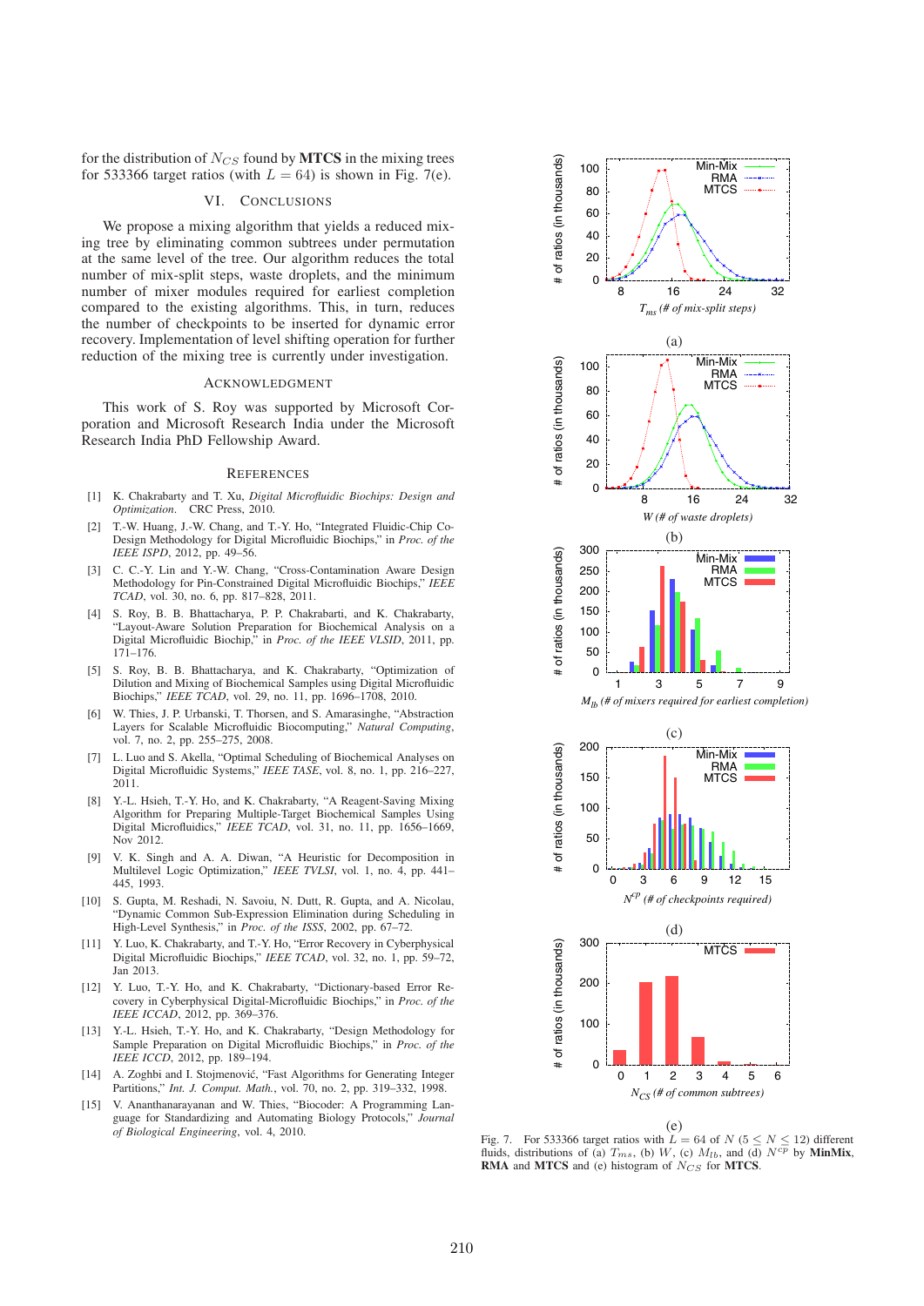for the distribution of $N_{CS}$ found by **MTCS** in the mixing trees for 533366 target ratios (with $L = 64$) is shown in Fig. 7(e).

## VI. Conclusions

We propose a mixing algorithm that yields a reduced mixing tree by eliminating common subtrees under permutation at the same level of the tree. Our algorithm reduces the total number of mix-split steps, waste droplets, and the minimum number of mixer modules required for earliest completion compared to the existing algorithms. This, in turn, reduces the number of checkpoints to be inserted for dynamic error recovery. Implementation of level shifting operation for further reduction of the mixing tree is currently under investigation.

## Acknowledgment

This work of S. Roy was supported by Microsoft Corporation and Microsoft Research India under the Microsoft Research India PhD Fellowship Award.

## References

[1] K. Chakrabarty and T. Xu, *Digital Microfluidic Biochips: Design and Optimization*. CRC Press, 2010.

[2] T.-W. Huang, J.-W. Chang, and T.-Y. Ho, "Integrated Fluidic-Chip Co-Design Methodology for Digital Microfluidic Biochips," in *Proc. of the IEEE ISPD*, 2012, pp. 49–56.

[3] C. C.-Y. Lin and Y.-W. Chang, "Cross-Contamination Aware Design Methodology for Pin-Constrained Digital Microfluidic Biochips," *IEEE TCAD*, vol. 30, no. 6, pp. 817–828, 2011.

[4] S. Roy, B. B. Bhattacharya, P. P. Chakrabarti, and K. Chakrabarty, "Layout-Aware Solution Preparation for Biochemical Analysis on a Digital Microfluidic Biochip," in *Proc. of the IEEE VLSID*, 2011, pp. 171–176.

[5] S. Roy, B. B. Bhattacharya, and K. Chakrabarty, "Optimization of Dilution and Mixing of Biochemical Samples using Digital Microfluidic Biochips," *IEEE TCAD*, vol. 29, no. 11, pp. 1696–1708, 2010.

[6] W. Thies, J. P. Urbanski, T. Thorsen, and S. Amarasinghe, "Abstraction Layers for Scalable Microfluidic Biocomputing," *Natural Computing*, vol. 7, no. 2, pp. 255–275, 2008.

[7] L. Luo and S. Akella, "Optimal Scheduling of Biochemical Analyses on Digital Microfluidic Systems," *IEEE TASE*, vol. 8, no. 1, pp. 216–227, 2011.

[8] Y.-L. Hsieh, T.-Y. Ho, and K. Chakrabarty, "A Reagent-Saving Mixing Algorithm for Preparing Multiple-Target Biochemical Samples Using Digital Microfluidics," *IEEE TCAD*, vol. 31, no. 11, pp. 1656–1669, Nov 2012.

[9] V. K. Singh and A. A. Diwan, "A Heuristic for Decomposition in Multilevel Logic Optimization," *IEEE TVLSI*, vol. 1, no. 4, pp. 441–445, 1993.

[10] S. Gupta, M. Reshadi, N. Savoiu, N. Dutt, R. Gupta, and A. Nicolau, "Dynamic Common Sub-Expression Elimination during Scheduling in High-Level Synthesis," in *Proc. of the ISSS*, 2002, pp. 67–72.

[11] Y. Luo, K. Chakrabarty, and T.-Y. Ho, "Error Recovery in Cyberphysical Digital Microfluidic Biochips," *IEEE TCAD*, vol. 32, no. 1, pp. 59–72, Jan 2013.

[12] Y. Luo, T.-Y. Ho, and K. Chakrabarty, "Dictionary-based Error Recovery in Cyberphysical Digital-Microfluidic Biochips," in *Proc. of the IEEE ICCAD*, 2012, pp. 369–376.

[13] Y.-L. Hsieh, T.-Y. Ho, and K. Chakrabarty, "Design Methodology for Sample Preparation on Digital Microfluidic Biochips," in *Proc. of the IEEE ICCD*, 2012, pp. 189–194.

[14] A. Zoghbi and I. Stojmenović, "Fast Algorithms for Generating Integer Partitions," *Int. J. Comput. Math.*, vol. 70, no. 2, pp. 319–332, 1998.

[15] V. Ananthanarayanan and W. Thies, "Biocoder: A Programming Language for Standardizing and Automating Biology Protocols," *Journal of Biological Engineering*, vol. 4, 2010.

# of ratios (in thousands)
100
80
60
40
20
0
8
16
24
32
Min-Mix
RMA
MTCS
$T_{ms}$ (# of mix-split steps)

(a)

# of ratios (in thousands)
100
80
60
40
20
0
8
16
24
32
Min-Mix
RMA
MTCS
W (# of waste droplets)

(b)

# of ratios (in thousands)
300
250
200
150
100
50
0
1
3
5
7
9
Min-Mix
RMA
MTCS
$M_{lb}$ (# of mixers required for earliest completion)

(c)

# of ratios (in thousands)
200
150
100
50
0
0
3
6
9
12
15
Min-Mix
RMA
MTCS
$N^{cp}$ (# of checkpoints required)

(d)

# of ratios (in thousands)
300
200
100
0
0
1
2
3
4
5
6
MTCS
$N_{CS}$ (# of common subtrees)

(e)

Fig. 7. For 533366 target ratios with $L = 64$ of $N$ ($5 \leq N \leq 12$) different fluids, distributions of (a) $T_{ms}$, (b) $W$, (c) $M_{lb}$, and (d) $N^{cp}$ by **MinMix**, **RMA** and **MTCS** and (e) histogram of $N_{CS}$ for **MTCS**.